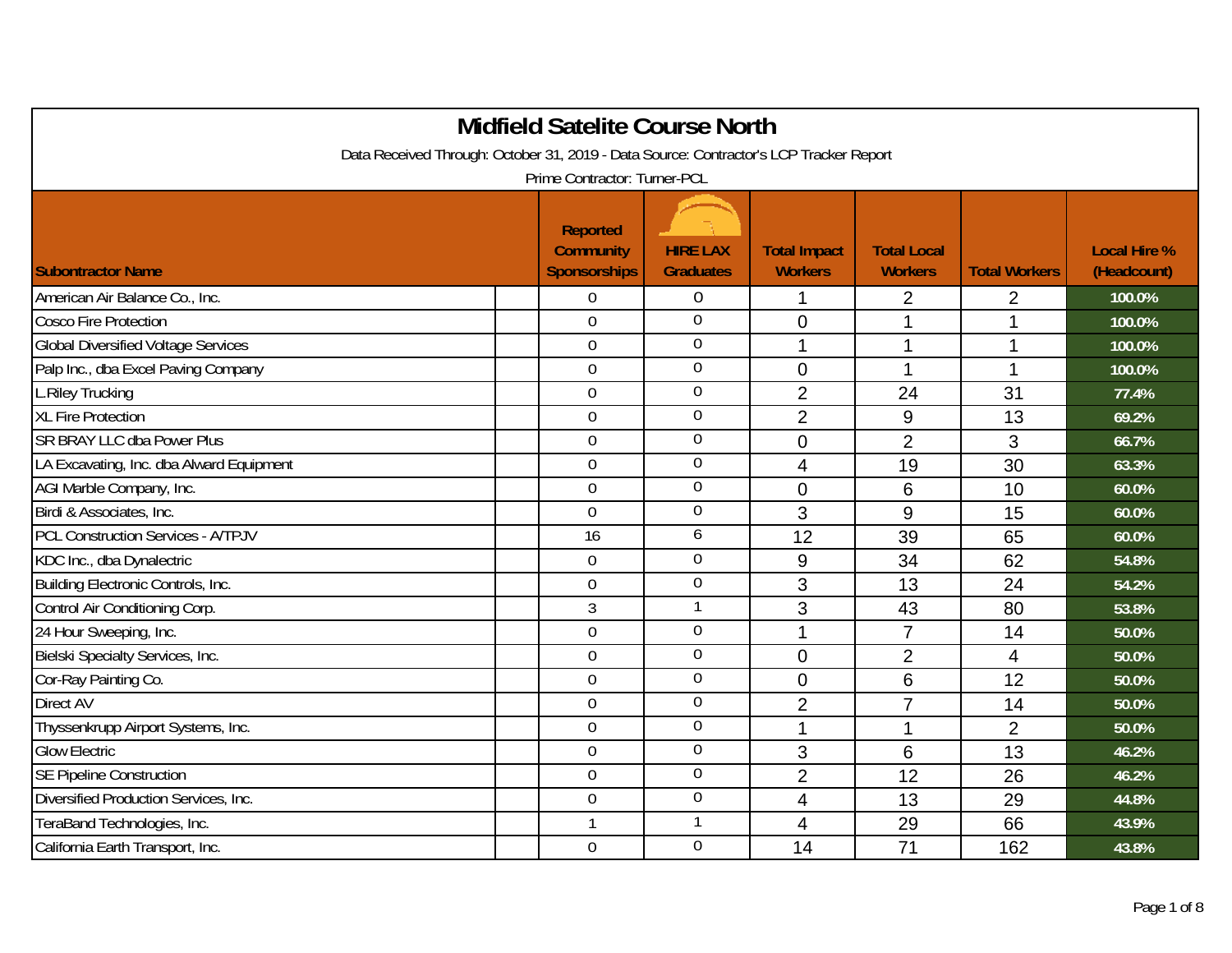# Midfield Satelite Course North

Data Received Through: October 31, 2019 - Data Source: Contractor's LCP Tracker Report

Prime Contractor: Turner-PCL

| Subontractor Name | Reported Community Sponsorships | HIRE LAX Graduates | Total Impact Workers | Total Local Workers | Total Workers | Local Hire % (Headcount) |
|---|---|---|---|---|---|---|
| American Air Balance Co., Inc. | 0 | 0 | 1 | 2 | 2 | 100.0% |
| Cosco Fire Protection | 0 | 0 | 0 | 1 | 1 | 100.0% |
| Global Diversified Voltage Services | 0 | 0 | 1 | 1 | 1 | 100.0% |
| Palp Inc., dba Excel Paving Company | 0 | 0 | 0 | 1 | 1 | 100.0% |
| L.Riley Trucking | 0 | 0 | 2 | 24 | 31 | 77.4% |
| XL Fire Protection | 0 | 0 | 2 | 9 | 13 | 69.2% |
| SR BRAY LLC dba Power Plus | 0 | 0 | 0 | 2 | 3 | 66.7% |
| LA Excavating, Inc. dba Alward Equipment | 0 | 0 | 4 | 19 | 30 | 63.3% |
| AGI Marble Company, Inc. | 0 | 0 | 0 | 6 | 10 | 60.0% |
| Birdi & Associates, Inc. | 0 | 0 | 3 | 9 | 15 | 60.0% |
| PCL Construction Services - A/TPJV | 16 | 6 | 12 | 39 | 65 | 60.0% |
| KDC Inc., dba Dynalectric | 0 | 0 | 9 | 34 | 62 | 54.8% |
| Building Electronic Controls, Inc. | 0 | 0 | 3 | 13 | 24 | 54.2% |
| Control Air Conditioning Corp. | 3 | 1 | 3 | 43 | 80 | 53.8% |
| 24 Hour Sweeping, Inc. | 0 | 0 | 1 | 7 | 14 | 50.0% |
| Bielski Specialty Services, Inc. | 0 | 0 | 0 | 2 | 4 | 50.0% |
| Cor-Ray Painting Co. | 0 | 0 | 0 | 6 | 12 | 50.0% |
| Direct AV | 0 | 0 | 2 | 7 | 14 | 50.0% |
| Thyssenkrupp Airport Systems, Inc. | 0 | 0 | 1 | 1 | 2 | 50.0% |
| Glow Electric | 0 | 0 | 3 | 6 | 13 | 46.2% |
| SE Pipeline Construction | 0 | 0 | 2 | 12 | 26 | 46.2% |
| Diversified Production Services, Inc. | 0 | 0 | 4 | 13 | 29 | 44.8% |
| TeraBand Technologies, Inc. | 1 | 1 | 4 | 29 | 66 | 43.9% |
| California Earth Transport, Inc. | 0 | 0 | 14 | 71 | 162 | 43.8% |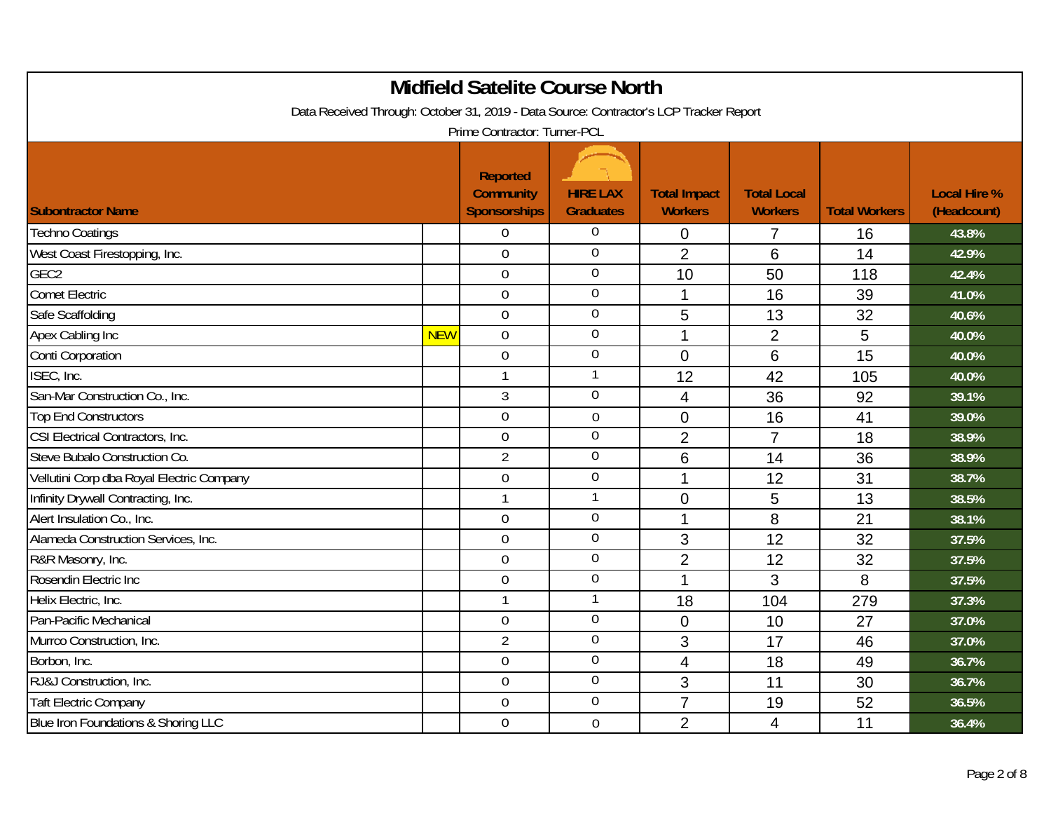# Midfield Satelite Course North

Data Received Through: October 31, 2019 - Data Source: Contractor's LCP Tracker Report

Prime Contractor: Turner-PCL

| Subontractor Name | | Reported Community Sponsorships | HIRE LAX Graduates | Total Impact Workers | Total Local Workers | Total Workers | Local Hire % (Headcount) |
|---|---|---|---|---|---|---|---|
| Techno Coatings | | 0 | 0 | 0 | 7 | 16 | 43.8% |
| West Coast Firestopping, Inc. | | 0 | 0 | 2 | 6 | 14 | 42.9% |
| GEC2 | | 0 | 0 | 10 | 50 | 118 | 42.4% |
| Comet Electric | | 0 | 0 | 1 | 16 | 39 | 41.0% |
| Safe Scaffolding | | 0 | 0 | 5 | 13 | 32 | 40.6% |
| Apex Cabling Inc | NEW | 0 | 0 | 1 | 2 | 5 | 40.0% |
| Conti Corporation | | 0 | 0 | 0 | 6 | 15 | 40.0% |
| ISEC, Inc. | | 1 | 1 | 12 | 42 | 105 | 40.0% |
| San-Mar Construction Co., Inc. | | 3 | 0 | 4 | 36 | 92 | 39.1% |
| Top End Constructors | | 0 | 0 | 0 | 16 | 41 | 39.0% |
| CSI Electrical Contractors, Inc. | | 0 | 0 | 2 | 7 | 18 | 38.9% |
| Steve Bubalo Construction Co. | | 2 | 0 | 6 | 14 | 36 | 38.9% |
| Vellutini Corp dba Royal Electric Company | | 0 | 0 | 1 | 12 | 31 | 38.7% |
| Infinity Drywall Contracting, Inc. | | 1 | 1 | 0 | 5 | 13 | 38.5% |
| Alert Insulation Co., Inc. | | 0 | 0 | 1 | 8 | 21 | 38.1% |
| Alameda Construction Services, Inc. | | 0 | 0 | 3 | 12 | 32 | 37.5% |
| R&R Masonry, Inc. | | 0 | 0 | 2 | 12 | 32 | 37.5% |
| Rosendin Electric Inc | | 0 | 0 | 1 | 3 | 8 | 37.5% |
| Helix Electric, Inc. | | 1 | 1 | 18 | 104 | 279 | 37.3% |
| Pan-Pacific Mechanical | | 0 | 0 | 0 | 10 | 27 | 37.0% |
| Murrco Construction, Inc. | | 2 | 0 | 3 | 17 | 46 | 37.0% |
| Borbon, Inc. | | 0 | 0 | 4 | 18 | 49 | 36.7% |
| RJ&J Construction, Inc. | | 0 | 0 | 3 | 11 | 30 | 36.7% |
| Taft Electric Company | | 0 | 0 | 7 | 19 | 52 | 36.5% |
| Blue Iron Foundations & Shoring LLC | | 0 | 0 | 2 | 4 | 11 | 36.4% |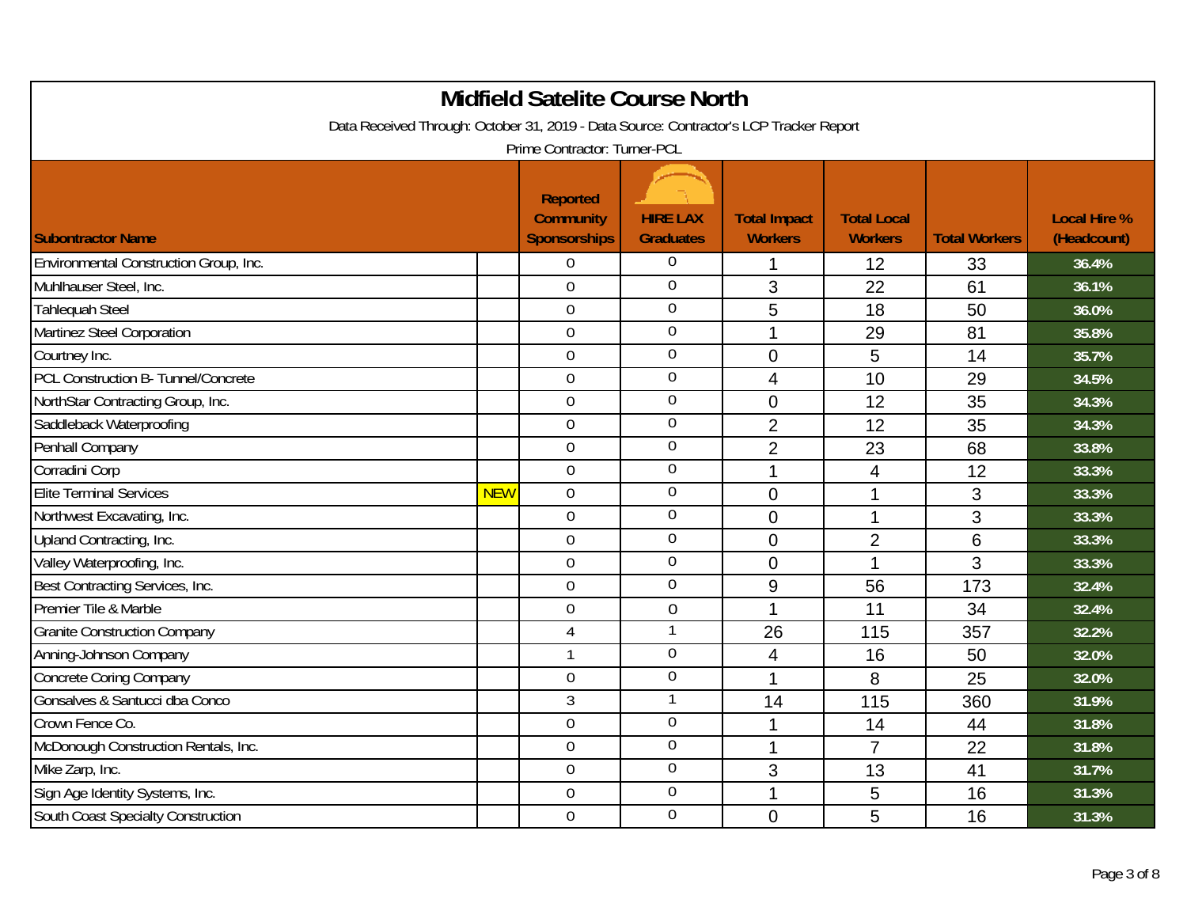# Midfield Satelite Course North

Data Received Through: October 31, 2019 - Data Source: Contractor's LCP Tracker Report

Prime Contractor: Turner-PCL

| Subcontractor Name | | Reported Community Sponsorships | HIRE LAX Graduates | Total Impact Workers | Total Local Workers | Total Workers | Local Hire % (Headcount) |
|---|---|---|---|---|---|---|---|
| Environmental Construction Group, Inc. | | 0 | 0 | 1 | 12 | 33 | 36.4% |
| Muhlhauser Steel, Inc. | | 0 | 0 | 3 | 22 | 61 | 36.1% |
| Tahlequah Steel | | 0 | 0 | 5 | 18 | 50 | 36.0% |
| Martinez Steel Corporation | | 0 | 0 | 1 | 29 | 81 | 35.8% |
| Courtney Inc. | | 0 | 0 | 0 | 5 | 14 | 35.7% |
| PCL Construction B- Tunnel/Concrete | | 0 | 0 | 4 | 10 | 29 | 34.5% |
| NorthStar Contracting Group, Inc. | | 0 | 0 | 0 | 12 | 35 | 34.3% |
| Saddleback Waterproofing | | 0 | 0 | 2 | 12 | 35 | 34.3% |
| Penhall Company | | 0 | 0 | 2 | 23 | 68 | 33.8% |
| Corradini Corp | | 0 | 0 | 1 | 4 | 12 | 33.3% |
| Elite Terminal Services | NEW | 0 | 0 | 0 | 1 | 3 | 33.3% |
| Northwest Excavating, Inc. | | 0 | 0 | 0 | 1 | 3 | 33.3% |
| Upland Contracting, Inc. | | 0 | 0 | 0 | 2 | 6 | 33.3% |
| Valley Waterproofing, Inc. | | 0 | 0 | 0 | 1 | 3 | 33.3% |
| Best Contracting Services, Inc. | | 0 | 0 | 9 | 56 | 173 | 32.4% |
| Premier Tile & Marble | | 0 | 0 | 1 | 11 | 34 | 32.4% |
| Granite Construction Company | | 4 | 1 | 26 | 115 | 357 | 32.2% |
| Anning-Johnson Company | | 1 | 0 | 4 | 16 | 50 | 32.0% |
| Concrete Coring Company | | 0 | 0 | 1 | 8 | 25 | 32.0% |
| Gonsalves & Santucci dba Conco | | 3 | 1 | 14 | 115 | 360 | 31.9% |
| Crown Fence Co. | | 0 | 0 | 1 | 14 | 44 | 31.8% |
| McDonough Construction Rentals, Inc. | | 0 | 0 | 1 | 7 | 22 | 31.8% |
| Mike Zarp, Inc. | | 0 | 0 | 3 | 13 | 41 | 31.7% |
| Sign Age Identity Systems, Inc. | | 0 | 0 | 1 | 5 | 16 | 31.3% |
| South Coast Specialty Construction | | 0 | 0 | 0 | 5 | 16 | 31.3% |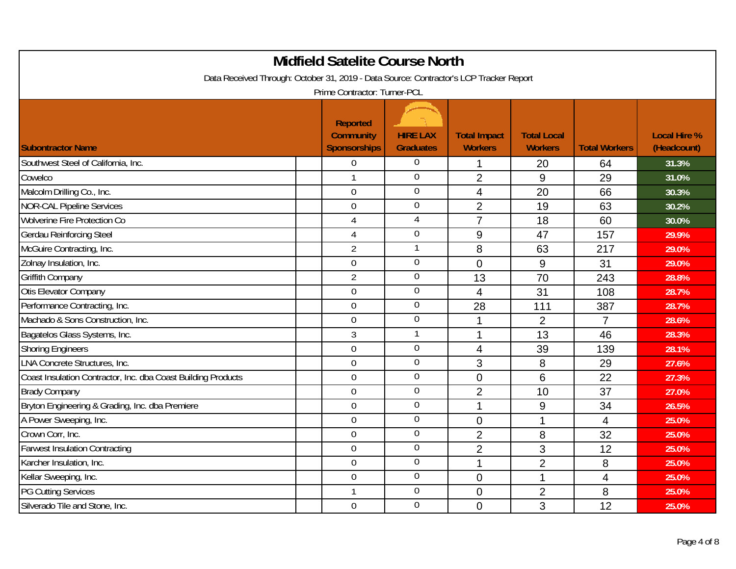# Midfield Satelite Course North

Data Received Through: October 31, 2019 - Data Source: Contractor's LCP Tracker Report

Prime Contractor: Turner-PCL

| Subcontractor Name | Reported Community Sponsorships | HIRE LAX Graduates | Total Impact Workers | Total Local Workers | Total Workers | Local Hire % (Headcount) |
|---|---|---|---|---|---|---|
| Southwest Steel of California, Inc. | 0 | 0 | 1 | 20 | 64 | 31.3% |
| Cowelco | 1 | 0 | 2 | 9 | 29 | 31.0% |
| Malcolm Drilling Co., Inc. | 0 | 0 | 4 | 20 | 66 | 30.3% |
| NOR-CAL Pipeline Services | 0 | 0 | 2 | 19 | 63 | 30.2% |
| Wolverine Fire Protection Co | 4 | 4 | 7 | 18 | 60 | 30.0% |
| Gerdau Reinforcing Steel | 4 | 0 | 9 | 47 | 157 | 29.9% |
| McGuire Contracting, Inc. | 2 | 1 | 8 | 63 | 217 | 29.0% |
| Zolnay Insulation, Inc. | 0 | 0 | 0 | 9 | 31 | 29.0% |
| Griffith Company | 2 | 0 | 13 | 70 | 243 | 28.8% |
| Otis Elevator Company | 0 | 0 | 4 | 31 | 108 | 28.7% |
| Performance Contracting, Inc. | 0 | 0 | 28 | 111 | 387 | 28.7% |
| Machado & Sons Construction, Inc. | 0 | 0 | 1 | 2 | 7 | 28.6% |
| Bagatelos Glass Systems, Inc. | 3 | 1 | 1 | 13 | 46 | 28.3% |
| Shoring Engineers | 0 | 0 | 4 | 39 | 139 | 28.1% |
| LNA Concrete Structures, Inc. | 0 | 0 | 3 | 8 | 29 | 27.6% |
| Coast Insulation Contractor, Inc. dba Coast Building Products | 0 | 0 | 0 | 6 | 22 | 27.3% |
| Brady Company | 0 | 0 | 2 | 10 | 37 | 27.0% |
| Bryton Engineering & Grading, Inc. dba Premiere | 0 | 0 | 1 | 9 | 34 | 26.5% |
| A Power Sweeping, Inc. | 0 | 0 | 0 | 1 | 4 | 25.0% |
| Crown Corr, Inc. | 0 | 0 | 2 | 8 | 32 | 25.0% |
| Farwest Insulation Contracting | 0 | 0 | 2 | 3 | 12 | 25.0% |
| Karcher Insulation, Inc. | 0 | 0 | 1 | 2 | 8 | 25.0% |
| Kellar Sweeping, Inc. | 0 | 0 | 0 | 1 | 4 | 25.0% |
| PG Cutting Services | 1 | 0 | 0 | 2 | 8 | 25.0% |
| Silverado Tile and Stone, Inc. | 0 | 0 | 0 | 3 | 12 | 25.0% |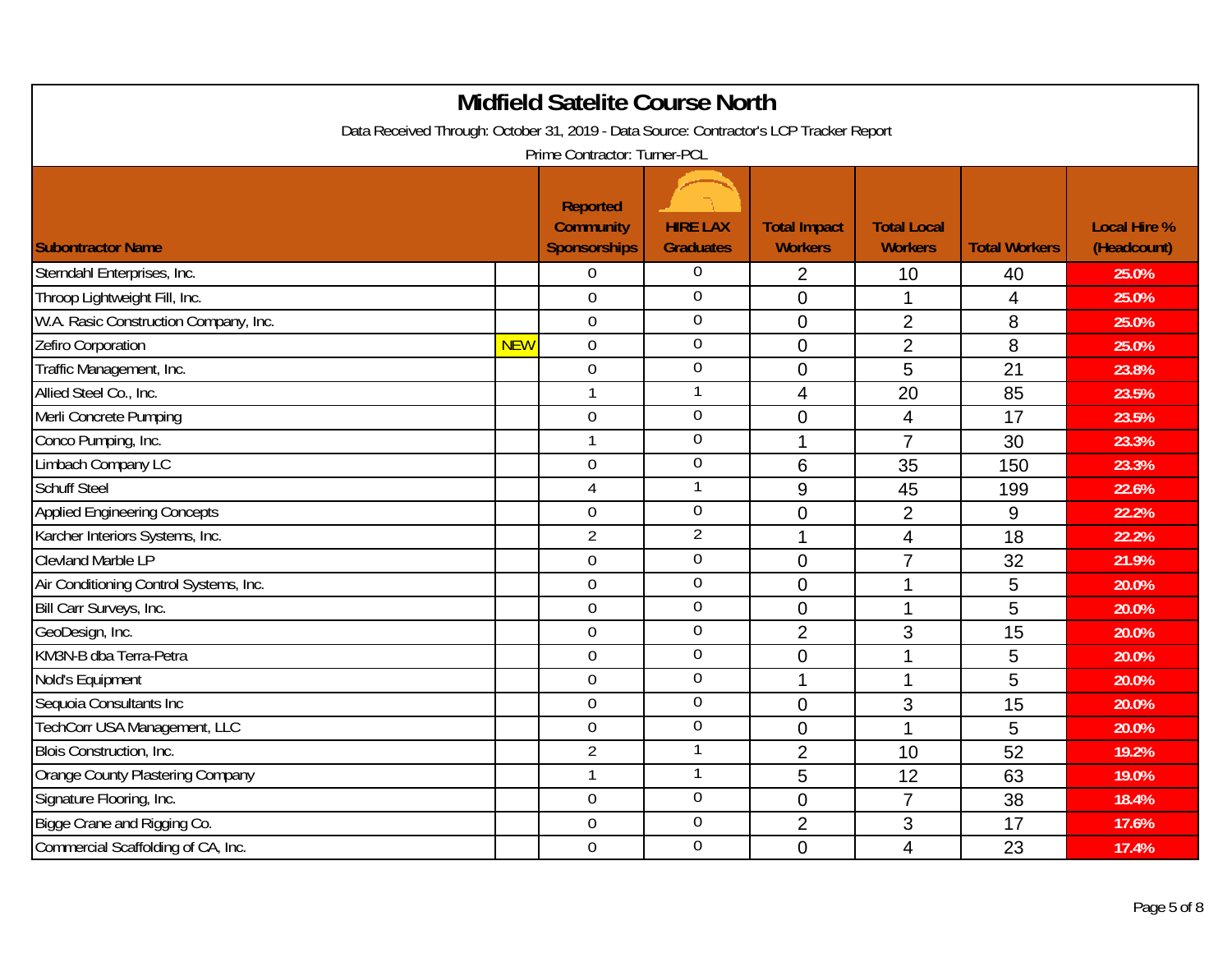# Midfield Satelite Course North

Data Received Through: October 31, 2019 - Data Source: Contractor's LCP Tracker Report

Prime Contractor: Turner-PCL

| Subontractor Name | | Reported Community Sponsorships | HIRE LAX Graduates | Total Impact Workers | Total Local Workers | Total Workers | Local Hire % (Headcount) |
|---|---|---|---|---|---|---|---|
| Sterndahl Enterprises, Inc. | | 0 | 0 | 2 | 10 | 40 | 25.0% |
| Throop Lightweight Fill, Inc. | | 0 | 0 | 0 | 1 | 4 | 25.0% |
| W.A. Rasic Construction Company, Inc. | | 0 | 0 | 0 | 2 | 8 | 25.0% |
| Zefiro Corporation | NEW | 0 | 0 | 0 | 2 | 8 | 25.0% |
| Traffic Management, Inc. | | 0 | 0 | 0 | 5 | 21 | 23.8% |
| Allied Steel Co., Inc. | | 1 | 1 | 4 | 20 | 85 | 23.5% |
| Merli Concrete Pumping | | 0 | 0 | 0 | 4 | 17 | 23.5% |
| Conco Pumping, Inc. | | 1 | 0 | 1 | 7 | 30 | 23.3% |
| Limbach Company LC | | 0 | 0 | 6 | 35 | 150 | 23.3% |
| Schuff Steel | | 4 | 1 | 9 | 45 | 199 | 22.6% |
| Applied Engineering Concepts | | 0 | 0 | 0 | 2 | 9 | 22.2% |
| Karcher Interiors Systems, Inc. | | 2 | 2 | 1 | 4 | 18 | 22.2% |
| Clevland Marble LP | | 0 | 0 | 0 | 7 | 32 | 21.9% |
| Air Conditioning Control Systems, Inc. | | 0 | 0 | 0 | 1 | 5 | 20.0% |
| Bill Carr Surveys, Inc. | | 0 | 0 | 0 | 1 | 5 | 20.0% |
| GeoDesign, Inc. | | 0 | 0 | 2 | 3 | 15 | 20.0% |
| KM3N-B dba Terra-Petra | | 0 | 0 | 0 | 1 | 5 | 20.0% |
| Nold's Equipment | | 0 | 0 | 1 | 1 | 5 | 20.0% |
| Sequoia Consultants Inc | | 0 | 0 | 0 | 3 | 15 | 20.0% |
| TechCorr USA Management, LLC | | 0 | 0 | 0 | 1 | 5 | 20.0% |
| Blois Construction, Inc. | | 2 | 1 | 2 | 10 | 52 | 19.2% |
| Orange County Plastering Company | | 1 | 1 | 5 | 12 | 63 | 19.0% |
| Signature Flooring, Inc. | | 0 | 0 | 0 | 7 | 38 | 18.4% |
| Bigge Crane and Rigging Co. | | 0 | 0 | 2 | 3 | 17 | 17.6% |
| Commercial Scaffolding of CA, Inc. | | 0 | 0 | 0 | 4 | 23 | 17.4% |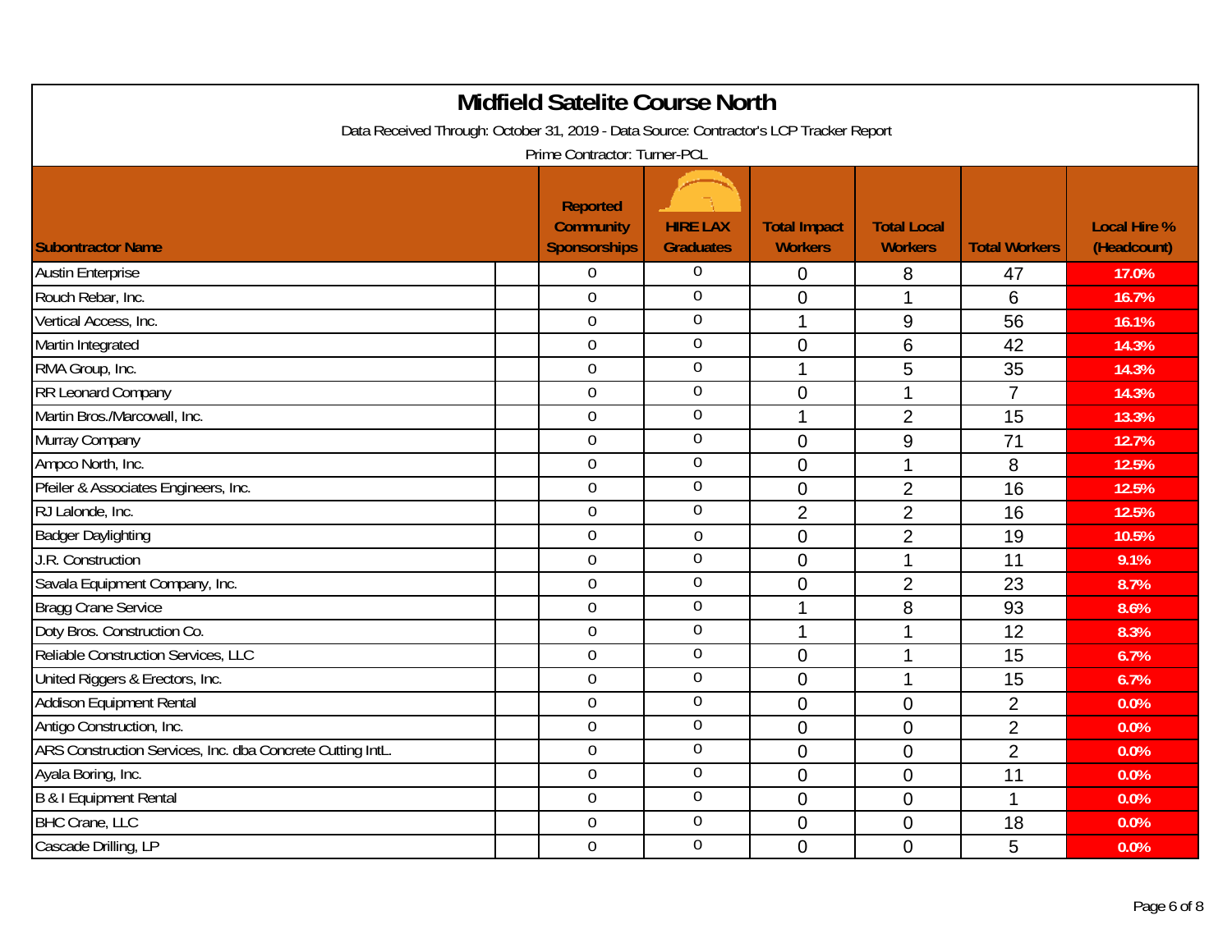# Midfield Satelite Course North

Data Received Through: October 31, 2019 - Data Source: Contractor's LCP Tracker Report

Prime Contractor: Turner-PCL

| Subontractor Name | Reported Community Sponsorships | HIRE LAX Graduates | Total Impact Workers | Total Local Workers | Total Workers | Local Hire % (Headcount) |
|---|---|---|---|---|---|---|
| Austin Enterprise | 0 | 0 | 0 | 8 | 47 | 17.0% |
| Rouch Rebar, Inc. | 0 | 0 | 0 | 1 | 6 | 16.7% |
| Vertical Access, Inc. | 0 | 0 | 1 | 9 | 56 | 16.1% |
| Martin Integrated | 0 | 0 | 0 | 6 | 42 | 14.3% |
| RMA Group, Inc. | 0 | 0 | 1 | 5 | 35 | 14.3% |
| RR Leonard Company | 0 | 0 | 0 | 1 | 7 | 14.3% |
| Martin Bros./Marcowall, Inc. | 0 | 0 | 1 | 2 | 15 | 13.3% |
| Murray Company | 0 | 0 | 0 | 9 | 71 | 12.7% |
| Ampco North, Inc. | 0 | 0 | 0 | 1 | 8 | 12.5% |
| Pfeiler & Associates Engineers, Inc. | 0 | 0 | 0 | 2 | 16 | 12.5% |
| RJ Lalonde, Inc. | 0 | 0 | 2 | 2 | 16 | 12.5% |
| Badger Daylighting | 0 | 0 | 0 | 2 | 19 | 10.5% |
| J.R. Construction | 0 | 0 | 0 | 1 | 11 | 9.1% |
| Savala Equipment Company, Inc. | 0 | 0 | 0 | 2 | 23 | 8.7% |
| Bragg Crane Service | 0 | 0 | 1 | 8 | 93 | 8.6% |
| Doty Bros. Construction Co. | 0 | 0 | 1 | 1 | 12 | 8.3% |
| Reliable Construction Services, LLC | 0 | 0 | 0 | 1 | 15 | 6.7% |
| United Riggers & Erectors, Inc. | 0 | 0 | 0 | 1 | 15 | 6.7% |
| Addison Equipment Rental | 0 | 0 | 0 | 0 | 2 | 0.0% |
| Antigo Construction, Inc. | 0 | 0 | 0 | 0 | 2 | 0.0% |
| ARS Construction Services, Inc. dba Concrete Cutting IntL. | 0 | 0 | 0 | 0 | 2 | 0.0% |
| Ayala Boring, Inc. | 0 | 0 | 0 | 0 | 11 | 0.0% |
| B & I Equipment Rental | 0 | 0 | 0 | 0 | 1 | 0.0% |
| BHC Crane, LLC | 0 | 0 | 0 | 0 | 18 | 0.0% |
| Cascade Drilling, LP | 0 | 0 | 0 | 0 | 5 | 0.0% |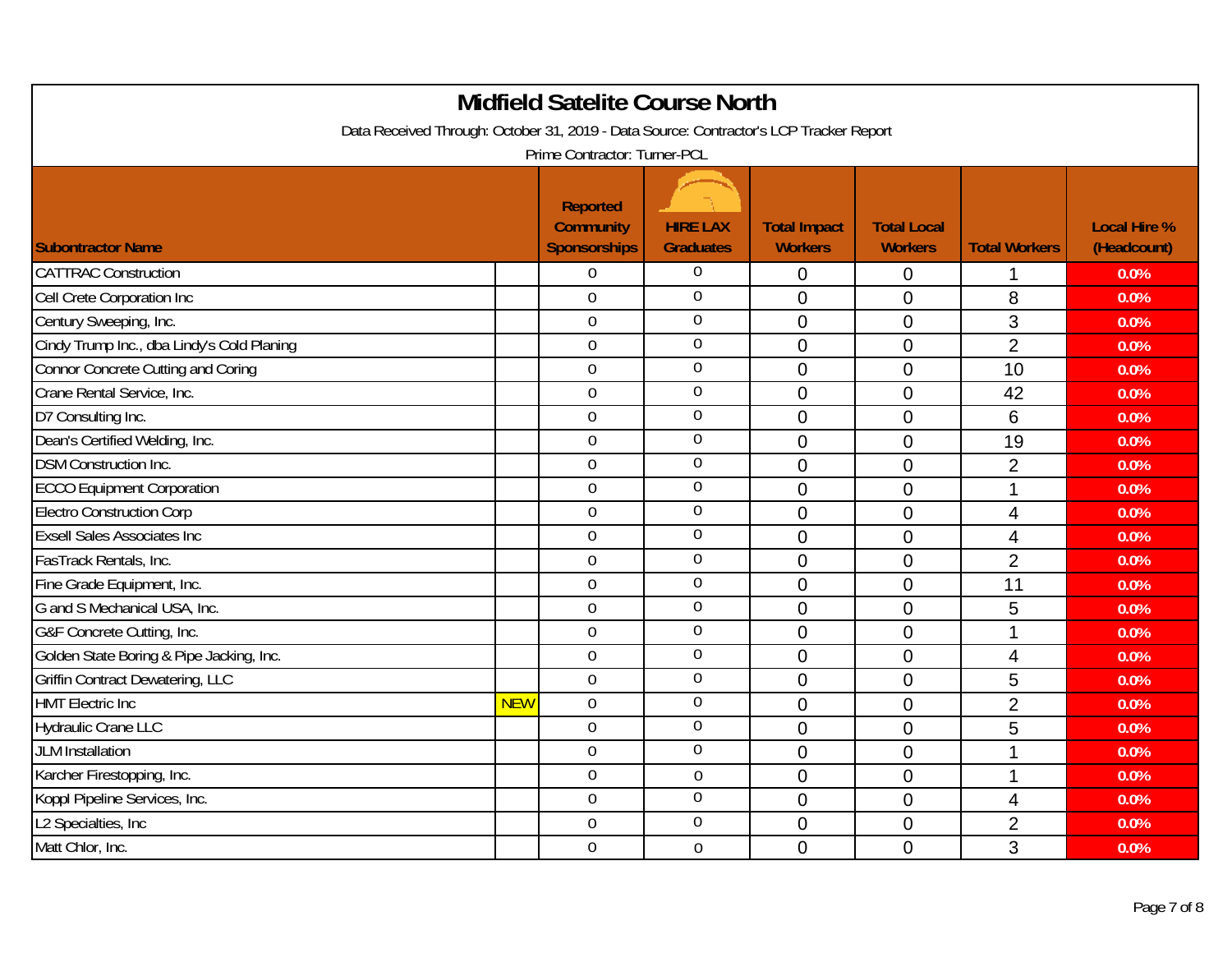# Midfield Satelite Course North

Data Received Through: October 31, 2019 - Data Source: Contractor's LCP Tracker Report

Prime Contractor: Turner-PCL

| Subontractor Name | | Reported Community Sponsorships | HIRE LAX Graduates | Total Impact Workers | Total Local Workers | Total Workers | Local Hire % (Headcount) |
|---|---|---|---|---|---|---|---|
| CATTRAC Construction | | 0 | 0 | 0 | 0 | 1 | 0.0% |
| Cell Crete Corporation Inc | | 0 | 0 | 0 | 0 | 8 | 0.0% |
| Century Sweeping, Inc. | | 0 | 0 | 0 | 0 | 3 | 0.0% |
| Cindy Trump Inc., dba Lindy's Cold Planing | | 0 | 0 | 0 | 0 | 2 | 0.0% |
| Connor Concrete Cutting and Coring | | 0 | 0 | 0 | 0 | 10 | 0.0% |
| Crane Rental Service, Inc. | | 0 | 0 | 0 | 0 | 42 | 0.0% |
| D7 Consulting Inc. | | 0 | 0 | 0 | 0 | 6 | 0.0% |
| Dean's Certified Welding, Inc. | | 0 | 0 | 0 | 0 | 19 | 0.0% |
| DSM Construction Inc. | | 0 | 0 | 0 | 0 | 2 | 0.0% |
| ECCO Equipment Corporation | | 0 | 0 | 0 | 0 | 1 | 0.0% |
| Electro Construction Corp | | 0 | 0 | 0 | 0 | 4 | 0.0% |
| Exsell Sales Associates Inc | | 0 | 0 | 0 | 0 | 4 | 0.0% |
| FasTrack Rentals, Inc. | | 0 | 0 | 0 | 0 | 2 | 0.0% |
| Fine Grade Equipment, Inc. | | 0 | 0 | 0 | 0 | 11 | 0.0% |
| G and S Mechanical USA, Inc. | | 0 | 0 | 0 | 0 | 5 | 0.0% |
| G&F Concrete Cutting, Inc. | | 0 | 0 | 0 | 0 | 1 | 0.0% |
| Golden State Boring & Pipe Jacking, Inc. | | 0 | 0 | 0 | 0 | 4 | 0.0% |
| Griffin Contract Dewatering, LLC | | 0 | 0 | 0 | 0 | 5 | 0.0% |
| HMT Electric Inc | NEW | 0 | 0 | 0 | 0 | 2 | 0.0% |
| Hydraulic Crane LLC | | 0 | 0 | 0 | 0 | 5 | 0.0% |
| JLM Installation | | 0 | 0 | 0 | 0 | 1 | 0.0% |
| Karcher Firestopping, Inc. | | 0 | 0 | 0 | 0 | 1 | 0.0% |
| Koppl Pipeline Services, Inc. | | 0 | 0 | 0 | 0 | 4 | 0.0% |
| L2 Specialties, Inc | | 0 | 0 | 0 | 0 | 2 | 0.0% |
| Matt Chlor, Inc. | | 0 | 0 | 0 | 0 | 3 | 0.0% |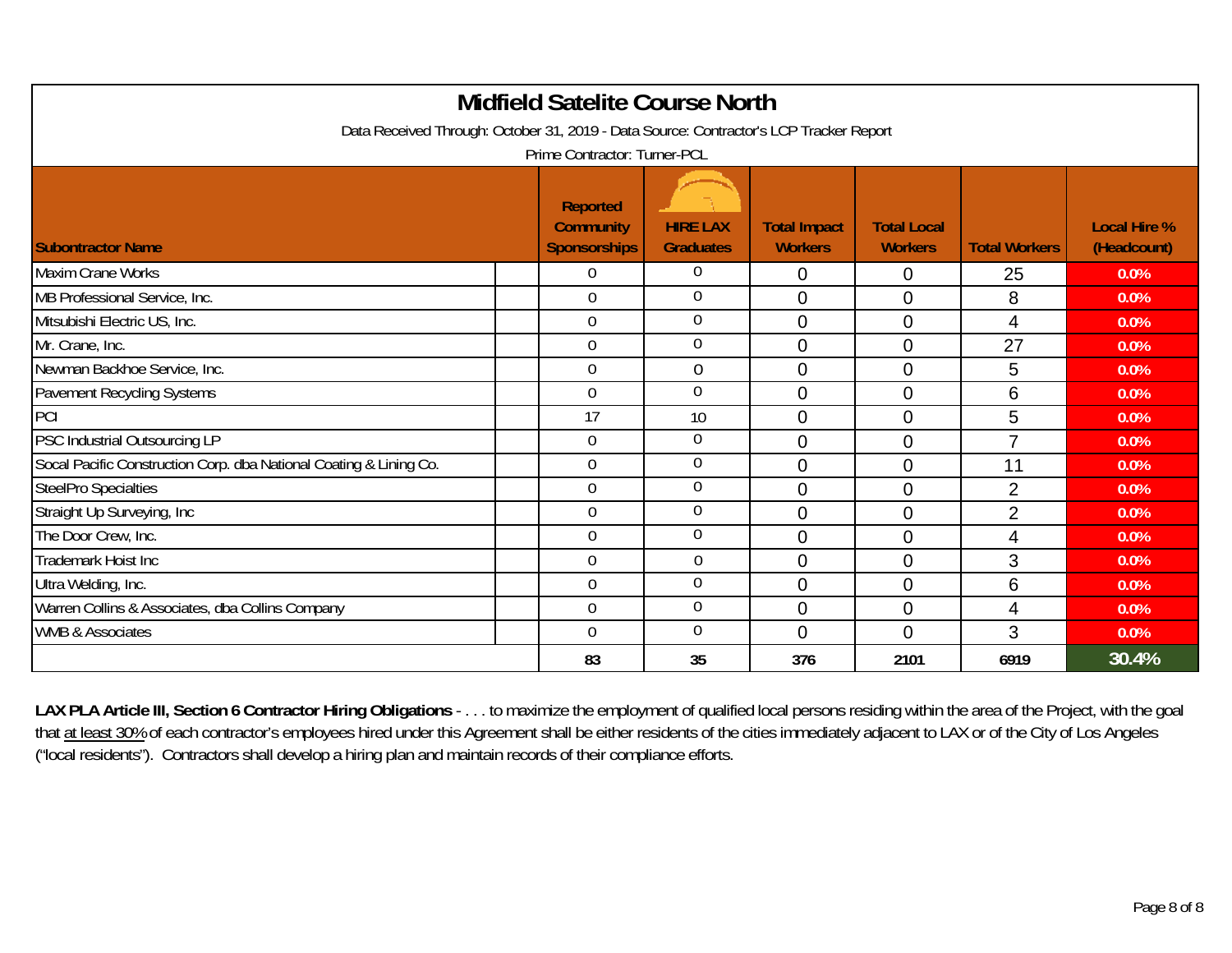# Midfield Satelite Course North

Data Received Through: October 31, 2019 - Data Source: Contractor's LCP Tracker Report

Prime Contractor: Turner-PCL

| Subcontractor Name | Reported Community Sponsorships | HIRE LAX Graduates | Total Impact Workers | Total Local Workers | Total Workers | Local Hire % (Headcount) |
|---|---|---|---|---|---|---|
| Maxim Crane Works | 0 | 0 | 0 | 0 | 25 | 0.0% |
| MB Professional Service, Inc. | 0 | 0 | 0 | 0 | 8 | 0.0% |
| Mitsubishi Electric US, Inc. | 0 | 0 | 0 | 0 | 4 | 0.0% |
| Mr. Crane, Inc. | 0 | 0 | 0 | 0 | 27 | 0.0% |
| Newman Backhoe Service, Inc. | 0 | 0 | 0 | 0 | 5 | 0.0% |
| Pavement Recycling Systems | 0 | 0 | 0 | 0 | 6 | 0.0% |
| PCI | 17 | 10 | 0 | 0 | 5 | 0.0% |
| PSC Industrial Outsourcing LP | 0 | 0 | 0 | 0 | 7 | 0.0% |
| Socal Pacific Construction Corp. dba National Coating & Lining Co. | 0 | 0 | 0 | 0 | 11 | 0.0% |
| SteelPro Specialties | 0 | 0 | 0 | 0 | 2 | 0.0% |
| Straight Up Surveying, Inc | 0 | 0 | 0 | 0 | 2 | 0.0% |
| The Door Crew, Inc. | 0 | 0 | 0 | 0 | 4 | 0.0% |
| Trademark Hoist Inc | 0 | 0 | 0 | 0 | 3 | 0.0% |
| Ultra Welding, Inc. | 0 | 0 | 0 | 0 | 6 | 0.0% |
| Warren Collins & Associates, dba Collins Company | 0 | 0 | 0 | 0 | 4 | 0.0% |
| WMB & Associates | 0 | 0 | 0 | 0 | 3 | 0.0% |
| | **83** | **35** | **376** | **2101** | **6919** | **30.4%** |

**LAX PLA Article III, Section 6 Contractor Hiring Obligations** - . . . to maximize the employment of qualified local persons residing within the area of the Project, with the goal that at least 30% of each contractor's employees hired under this Agreement shall be either residents of the cities immediately adjacent to LAX or of the City of Los Angeles ("local residents"). Contractors shall develop a hiring plan and maintain records of their compliance efforts.